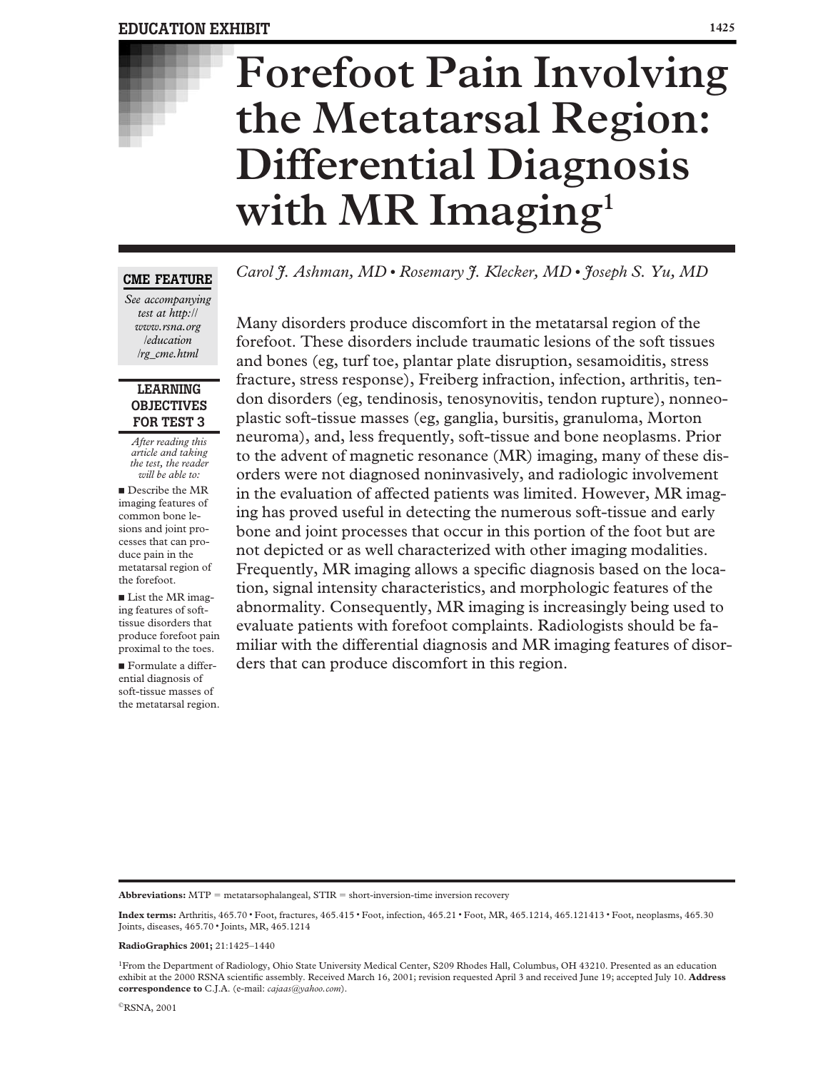EDUCATION EXHIBIT

# Forefoot Pain Involving the Metatarsal Region: Differential Diagnosis with MR Imaging[1]

*Carol J. Ashman, MD • Rosemary J. Klecker, MD • Joseph S. Yu, MD*

**CME FEATURE**

*See accompanying test at http://www.rsna.org/education/rg_cme.html*

**LEARNING OBJECTIVES FOR TEST 3**

*After reading this article and taking the test, the reader will be able to:*

- Describe the MR imaging features of common bone lesions and joint processes that can produce pain in the metatarsal region of the forefoot.
- List the MR imaging features of soft-tissue disorders that produce forefoot pain proximal to the toes.
- Formulate a differential diagnosis of soft-tissue masses of the metatarsal region.

Many disorders produce discomfort in the metatarsal region of the forefoot. These disorders include traumatic lesions of the soft tissues and bones (eg, turf toe, plantar plate disruption, sesamoiditis, stress fracture, stress response), Freiberg infraction, infection, arthritis, tendon disorders (eg, tendinosis, tenosynovitis, tendon rupture), nonneoplastic soft-tissue masses (eg, ganglia, bursitis, granuloma, Morton neuroma), and, less frequently, soft-tissue and bone neoplasms. Prior to the advent of magnetic resonance (MR) imaging, many of these disorders were not diagnosed noninvasively, and radiologic involvement in the evaluation of affected patients was limited. However, MR imaging has proved useful in detecting the numerous soft-tissue and early bone and joint processes that occur in this portion of the foot but are not depicted or as well characterized with other imaging modalities. Frequently, MR imaging allows a specific diagnosis based on the location, signal intensity characteristics, and morphologic features of the abnormality. Consequently, MR imaging is increasingly being used to evaluate patients with forefoot complaints. Radiologists should be familiar with the differential diagnosis and MR imaging features of disorders that can produce discomfort in this region.

**Abbreviations:** MTP = metatarsophalangeal, STIR = short-inversion-time inversion recovery

**Index terms:** Arthritis, 465.70 • Foot, fractures, 465.415 • Foot, infection, 465.21 • Foot, MR, 465.1214, 465.121413 • Foot, neoplasms, 465.30 Joints, diseases, 465.70 • Joints, MR, 465.1214

**RadioGraphics 2001;** 21:1425–1440

[1]From the Department of Radiology, Ohio State University Medical Center, S209 Rhodes Hall, Columbus, OH 43210. Presented as an education exhibit at the 2000 RSNA scientific assembly. Received March 16, 2001; revision requested April 3 and received June 19; accepted July 10. **Address correspondence to** C.J.A. (e-mail: *cajaas@yahoo.com*).

©RSNA, 2001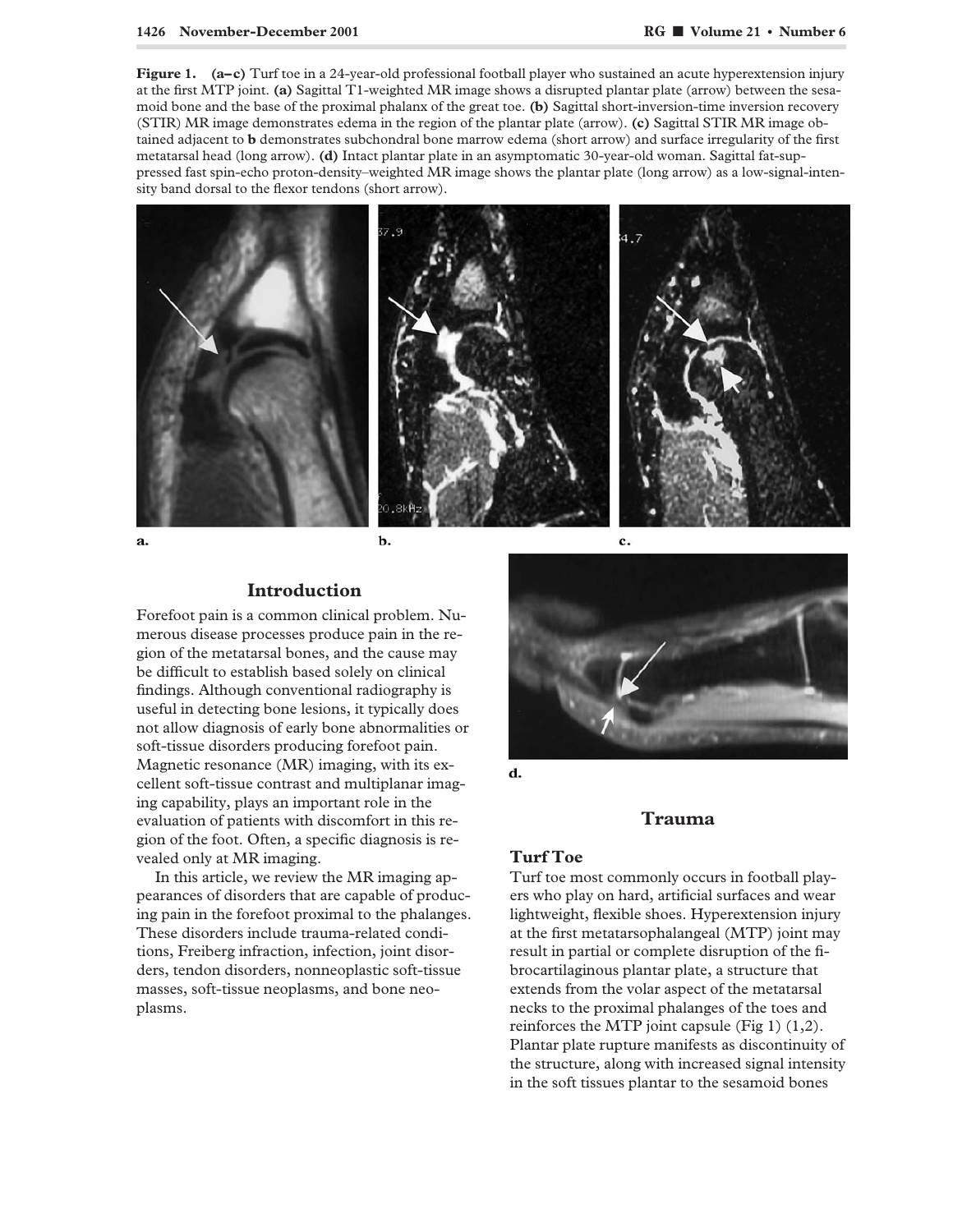**Figure 1.** **(a–c)** Turf toe in a 24-year-old professional football player who sustained an acute hyperextension injury at the first MTP joint. **(a)** Sagittal T1-weighted MR image shows a disrupted plantar plate (arrow) between the sesamoid bone and the base of the proximal phalanx of the great toe. **(b)** Sagittal short-inversion-time inversion recovery (STIR) MR image demonstrates edema in the region of the plantar plate (arrow). **(c)** Sagittal STIR MR image obtained adjacent to **b** demonstrates subchondral bone marrow edema (short arrow) and surface irregularity of the first metatarsal head (long arrow). **(d)** Intact plantar plate in an asymptomatic 30-year-old woman. Sagittal fat-suppressed fast spin-echo proton-density–weighted MR image shows the plantar plate (long arrow) as a low-signal-intensity band dorsal to the flexor tendons (short arrow).

## Introduction

Forefoot pain is a common clinical problem. Numerous disease processes produce pain in the region of the metatarsal bones, and the cause may be difficult to establish based solely on clinical findings. Although conventional radiography is useful in detecting bone lesions, it typically does not allow diagnosis of early bone abnormalities or soft-tissue disorders producing forefoot pain. Magnetic resonance (MR) imaging, with its excellent soft-tissue contrast and multiplanar imaging capability, plays an important role in the evaluation of patients with discomfort in this region of the foot. Often, a specific diagnosis is revealed only at MR imaging.

In this article, we review the MR imaging appearances of disorders that are capable of producing pain in the forefoot proximal to the phalanges. These disorders include trauma-related conditions, Freiberg infraction, infection, joint disorders, tendon disorders, nonneoplastic soft-tissue masses, soft-tissue neoplasms, and bone neoplasms.

## Trauma

### Turf Toe

Turf toe most commonly occurs in football players who play on hard, artificial surfaces and wear lightweight, flexible shoes. Hyperextension injury at the first metatarsophalangeal (MTP) joint may result in partial or complete disruption of the fibrocartilaginous plantar plate, a structure that extends from the volar aspect of the metatarsal necks to the proximal phalanges of the toes and reinforces the MTP joint capsule (Fig 1) (1,2). Plantar plate rupture manifests as discontinuity of the structure, along with increased signal intensity in the soft tissues plantar to the sesamoid bones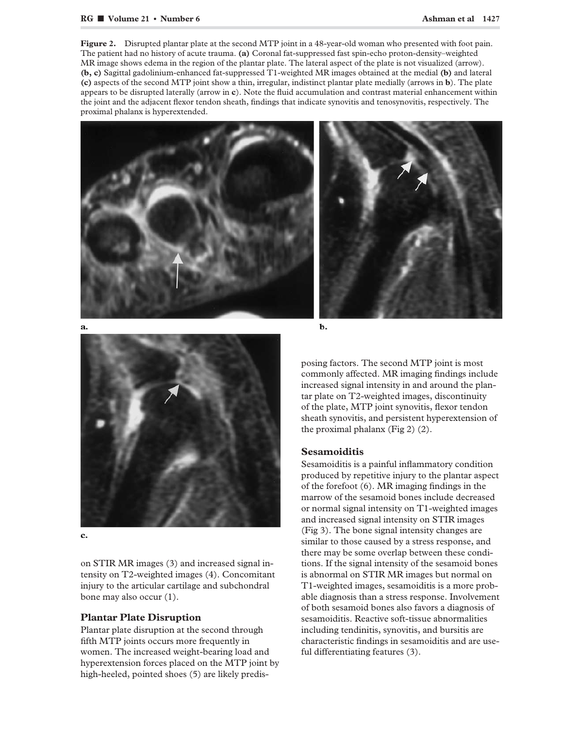**Figure 2.** Disrupted plantar plate at the second MTP joint in a 48-year-old woman who presented with foot pain. The patient had no history of acute trauma. **(a)** Coronal fat-suppressed fast spin-echo proton-density–weighted MR image shows edema in the region of the plantar plate. The lateral aspect of the plate is not visualized (arrow). **(b, c)** Sagittal gadolinium-enhanced fat-suppressed T1-weighted MR images obtained at the medial **(b)** and lateral **(c)** aspects of the second MTP joint show a thin, irregular, indistinct plantar plate medially (arrows in **b**). The plate appears to be disrupted laterally (arrow in **c**). Note the fluid accumulation and contrast material enhancement within the joint and the adjacent flexor tendon sheath, findings that indicate synovitis and tenosynovitis, respectively. The proximal phalanx is hyperextended.

a.

b.

c.

on STIR MR images (3) and increased signal intensity on T2-weighted images (4). Concomitant injury to the articular cartilage and subchondral bone may also occur (1).

## Plantar Plate Disruption

Plantar plate disruption at the second through fifth MTP joints occurs more frequently in women. The increased weight-bearing load and hyperextension forces placed on the MTP joint by high-heeled, pointed shoes (5) are likely predisposing factors. The second MTP joint is most commonly affected. MR imaging findings include increased signal intensity in and around the plantar plate on T2-weighted images, discontinuity of the plate, MTP joint synovitis, flexor tendon sheath synovitis, and persistent hyperextension of the proximal phalanx (Fig 2) (2).

## Sesamoiditis

Sesamoiditis is a painful inflammatory condition produced by repetitive injury to the plantar aspect of the forefoot (6). MR imaging findings in the marrow of the sesamoid bones include decreased or normal signal intensity on T1-weighted images and increased signal intensity on STIR images (Fig 3). The bone signal intensity changes are similar to those caused by a stress response, and there may be some overlap between these conditions. If the signal intensity of the sesamoid bones is abnormal on STIR MR images but normal on T1-weighted images, sesamoiditis is a more probable diagnosis than a stress response. Involvement of both sesamoid bones also favors a diagnosis of sesamoiditis. Reactive soft-tissue abnormalities including tendinitis, synovitis, and bursitis are characteristic findings in sesamoiditis and are useful differentiating features (3).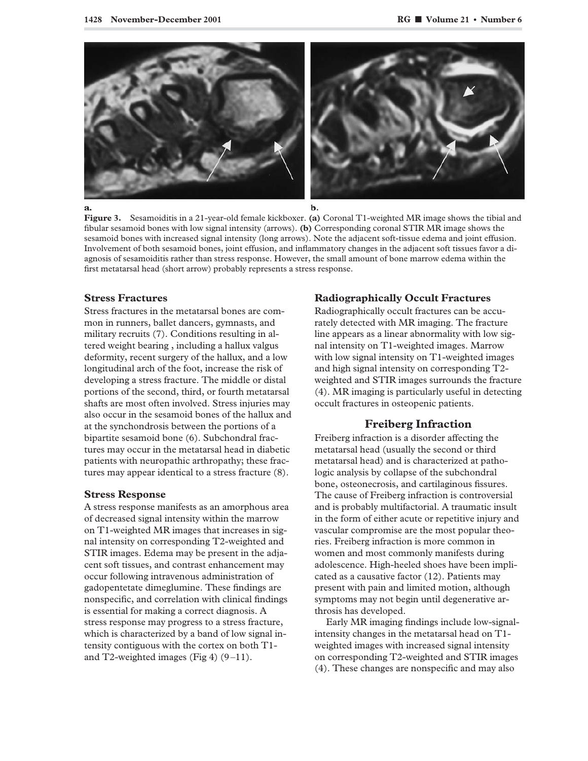a. b.

**Figure 3.** Sesamoiditis in a 21-year-old female kickboxer. **(a)** Coronal T1-weighted MR image shows the tibial and fibular sesamoid bones with low signal intensity (arrows). **(b)** Corresponding coronal STIR MR image shows the sesamoid bones with increased signal intensity (long arrows). Note the adjacent soft-tissue edema and joint effusion. Involvement of both sesamoid bones, joint effusion, and inflammatory changes in the adjacent soft tissues favor a diagnosis of sesamoiditis rather than stress response. However, the small amount of bone marrow edema within the first metatarsal head (short arrow) probably represents a stress response.

### Stress Fractures

Stress fractures in the metatarsal bones are common in runners, ballet dancers, gymnasts, and military recruits (7). Conditions resulting in altered weight bearing , including a hallux valgus deformity, recent surgery of the hallux, and a low longitudinal arch of the foot, increase the risk of developing a stress fracture. The middle or distal portions of the second, third, or fourth metatarsal shafts are most often involved. Stress injuries may also occur in the sesamoid bones of the hallux and at the synchondrosis between the portions of a bipartite sesamoid bone (6). Subchondral fractures may occur in the metatarsal head in diabetic patients with neuropathic arthropathy; these fractures may appear identical to a stress fracture (8).

### Stress Response

A stress response manifests as an amorphous area of decreased signal intensity within the marrow on T1-weighted MR images that increases in signal intensity on corresponding T2-weighted and STIR images. Edema may be present in the adjacent soft tissues, and contrast enhancement may occur following intravenous administration of gadopentetate dimeglumine. These findings are nonspecific, and correlation with clinical findings is essential for making a correct diagnosis. A stress response may progress to a stress fracture, which is characterized by a band of low signal intensity contiguous with the cortex on both T1- and T2-weighted images (Fig 4) (9–11).

### Radiographically Occult Fractures

Radiographically occult fractures can be accurately detected with MR imaging. The fracture line appears as a linear abnormality with low signal intensity on T1-weighted images. Marrow with low signal intensity on T1-weighted images and high signal intensity on corresponding T2-weighted and STIR images surrounds the fracture (4). MR imaging is particularly useful in detecting occult fractures in osteopenic patients.

## Freiberg Infraction

Freiberg infraction is a disorder affecting the metatarsal head (usually the second or third metatarsal head) and is characterized at pathologic analysis by collapse of the subchondral bone, osteonecrosis, and cartilaginous fissures. The cause of Freiberg infraction is controversial and is probably multifactorial. A traumatic insult in the form of either acute or repetitive injury and vascular compromise are the most popular theories. Freiberg infraction is more common in women and most commonly manifests during adolescence. High-heeled shoes have been implicated as a causative factor (12). Patients may present with pain and limited motion, although symptoms may not begin until degenerative arthrosis has developed.

Early MR imaging findings include low-signal-intensity changes in the metatarsal head on T1-weighted images with increased signal intensity on corresponding T2-weighted and STIR images (4). These changes are nonspecific and may also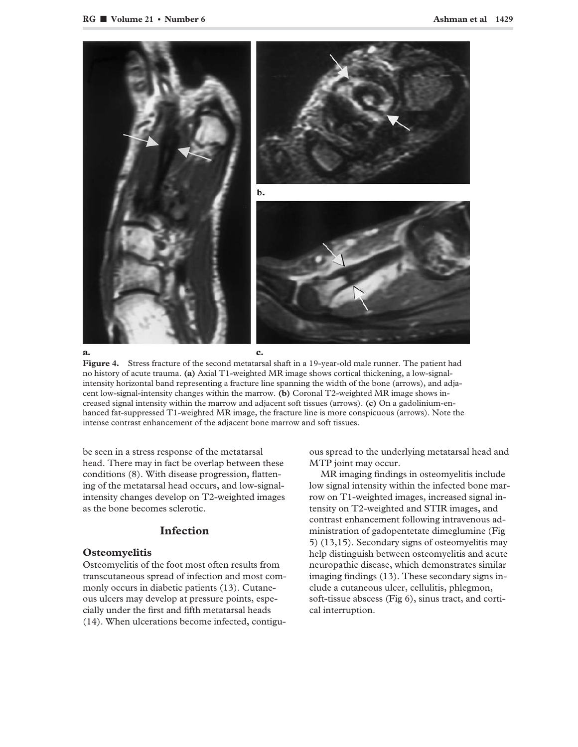a. b. c.

**Figure 4.** Stress fracture of the second metatarsal shaft in a 19-year-old male runner. The patient had no history of acute trauma. **(a)** Axial T1-weighted MR image shows cortical thickening, a low-signal-intensity horizontal band representing a fracture line spanning the width of the bone (arrows), and adjacent low-signal-intensity changes within the marrow. **(b)** Coronal T2-weighted MR image shows increased signal intensity within the marrow and adjacent soft tissues (arrows). **(c)** On a gadolinium-enhanced fat-suppressed T1-weighted MR image, the fracture line is more conspicuous (arrows). Note the intense contrast enhancement of the adjacent bone marrow and soft tissues.

be seen in a stress response of the metatarsal head. There may in fact be overlap between these conditions (8). With disease progression, flattening of the metatarsal head occurs, and low-signal-intensity changes develop on T2-weighted images as the bone becomes sclerotic.

## Infection

### Osteomyelitis

Osteomyelitis of the foot most often results from transcutaneous spread of infection and most commonly occurs in diabetic patients (13). Cutaneous ulcers may develop at pressure points, especially under the first and fifth metatarsal heads (14). When ulcerations become infected, contiguous spread to the underlying metatarsal head and MTP joint may occur.

MR imaging findings in osteomyelitis include low signal intensity within the infected bone marrow on T1-weighted images, increased signal intensity on T2-weighted and STIR images, and contrast enhancement following intravenous administration of gadopentetate dimeglumine (Fig 5) (13,15). Secondary signs of osteomyelitis may help distinguish between osteomyelitis and acute neuropathic disease, which demonstrates similar imaging findings (13). These secondary signs include a cutaneous ulcer, cellulitis, phlegmon, soft-tissue abscess (Fig 6), sinus tract, and cortical interruption.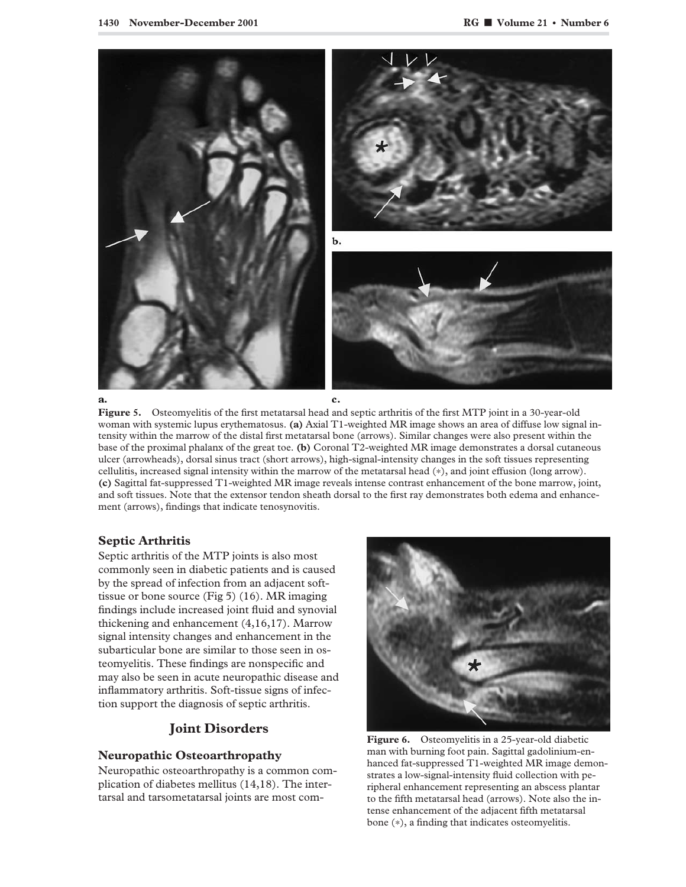**Figure 5.** Osteomyelitis of the first metatarsal head and septic arthritis of the first MTP joint in a 30-year-old woman with systemic lupus erythematosus. **(a)** Axial T1-weighted MR image shows an area of diffuse low signal intensity within the marrow of the distal first metatarsal bone (arrows). Similar changes were also present within the base of the proximal phalanx of the great toe. **(b)** Coronal T2-weighted MR image demonstrates a dorsal cutaneous ulcer (arrowheads), dorsal sinus tract (short arrows), high-signal-intensity changes in the soft tissues representing cellulitis, increased signal intensity within the marrow of the metatarsal head (*), and joint effusion (long arrow). **(c)** Sagittal fat-suppressed T1-weighted MR image reveals intense contrast enhancement of the bone marrow, joint, and soft tissues. Note that the extensor tendon sheath dorsal to the first ray demonstrates both edema and enhancement (arrows), findings that indicate tenosynovitis.

### Septic Arthritis

Septic arthritis of the MTP joints is also most commonly seen in diabetic patients and is caused by the spread of infection from an adjacent soft-tissue or bone source (Fig 5) (16). MR imaging findings include increased joint fluid and synovial thickening and enhancement (4,16,17). Marrow signal intensity changes and enhancement in the subarticular bone are similar to those seen in osteomyelitis. These findings are nonspecific and may also be seen in acute neuropathic disease and inflammatory arthritis. Soft-tissue signs of infection support the diagnosis of septic arthritis.

## Joint Disorders

### Neuropathic Osteoarthropathy

Neuropathic osteoarthropathy is a common complication of diabetes mellitus (14,18). The intertarsal and tarsometatarsal joints are most com-

**Figure 6.** Osteomyelitis in a 25-year-old diabetic man with burning foot pain. Sagittal gadolinium-enhanced fat-suppressed T1-weighted MR image demonstrates a low-signal-intensity fluid collection with peripheral enhancement representing an abscess plantar to the fifth metatarsal head (arrows). Note also the intense enhancement of the adjacent fifth metatarsal bone (*), a finding that indicates osteomyelitis.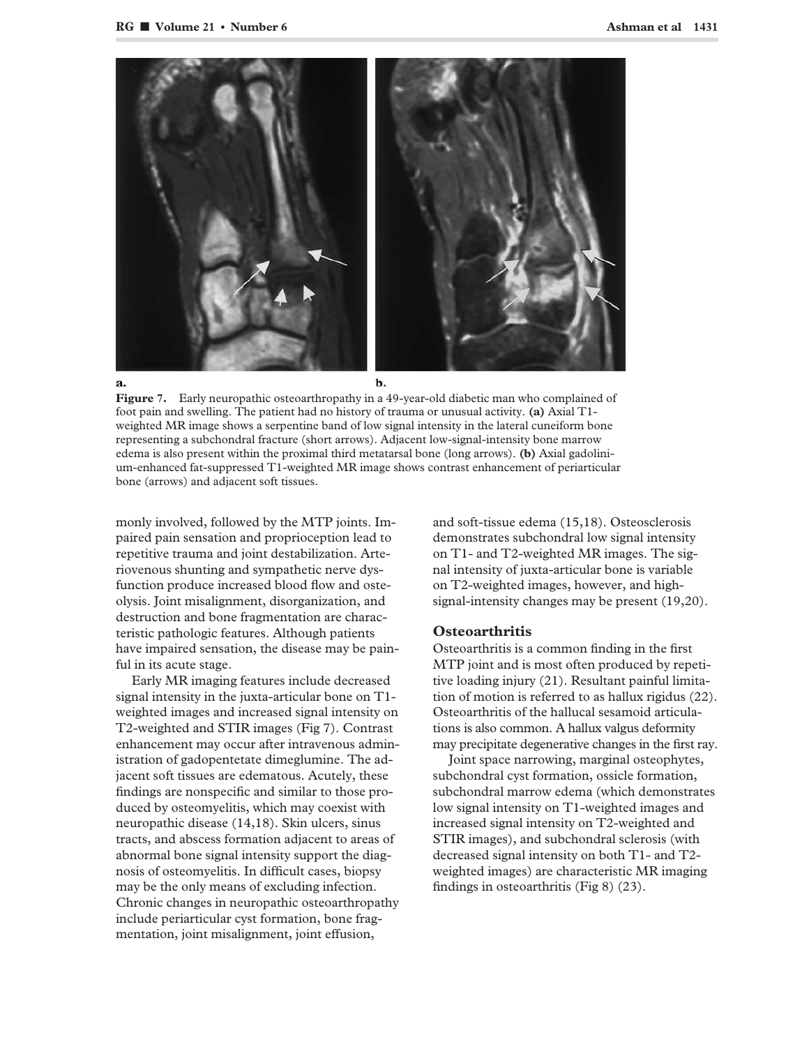**Figure 7.** Early neuropathic osteoarthropathy in a 49-year-old diabetic man who complained of foot pain and swelling. The patient had no history of trauma or unusual activity. **(a)** Axial T1-weighted MR image shows a serpentine band of low signal intensity in the lateral cuneiform bone representing a subchondral fracture (short arrows). Adjacent low-signal-intensity bone marrow edema is also present within the proximal third metatarsal bone (long arrows). **(b)** Axial gadolinium-enhanced fat-suppressed T1-weighted MR image shows contrast enhancement of periarticular bone (arrows) and adjacent soft tissues.

monly involved, followed by the MTP joints. Impaired pain sensation and proprioception lead to repetitive trauma and joint destabilization. Arteriovenous shunting and sympathetic nerve dysfunction produce increased blood flow and osteolysis. Joint misalignment, disorganization, and destruction and bone fragmentation are characteristic pathologic features. Although patients have impaired sensation, the disease may be painful in its acute stage.

Early MR imaging features include decreased signal intensity in the juxta-articular bone on T1-weighted images and increased signal intensity on T2-weighted and STIR images (Fig 7). Contrast enhancement may occur after intravenous administration of gadopentetate dimeglumine. The adjacent soft tissues are edematous. Acutely, these findings are nonspecific and similar to those produced by osteomyelitis, which may coexist with neuropathic disease (14,18). Skin ulcers, sinus tracts, and abscess formation adjacent to areas of abnormal bone signal intensity support the diagnosis of osteomyelitis. In difficult cases, biopsy may be the only means of excluding infection. Chronic changes in neuropathic osteoarthropathy include periarticular cyst formation, bone fragmentation, joint misalignment, joint effusion, and soft-tissue edema (15,18). Osteosclerosis demonstrates subchondral low signal intensity on T1- and T2-weighted MR images. The signal intensity of juxta-articular bone is variable on T2-weighted images, however, and high-signal-intensity changes may be present (19,20).

## Osteoarthritis

Osteoarthritis is a common finding in the first MTP joint and is most often produced by repetitive loading injury (21). Resultant painful limitation of motion is referred to as hallux rigidus (22). Osteoarthritis of the hallucal sesamoid articulations is also common. A hallux valgus deformity may precipitate degenerative changes in the first ray.

Joint space narrowing, marginal osteophytes, subchondral cyst formation, ossicle formation, subchondral marrow edema (which demonstrates low signal intensity on T1-weighted images and increased signal intensity on T2-weighted and STIR images), and subchondral sclerosis (with decreased signal intensity on both T1- and T2-weighted images) are characteristic MR imaging findings in osteoarthritis (Fig 8) (23).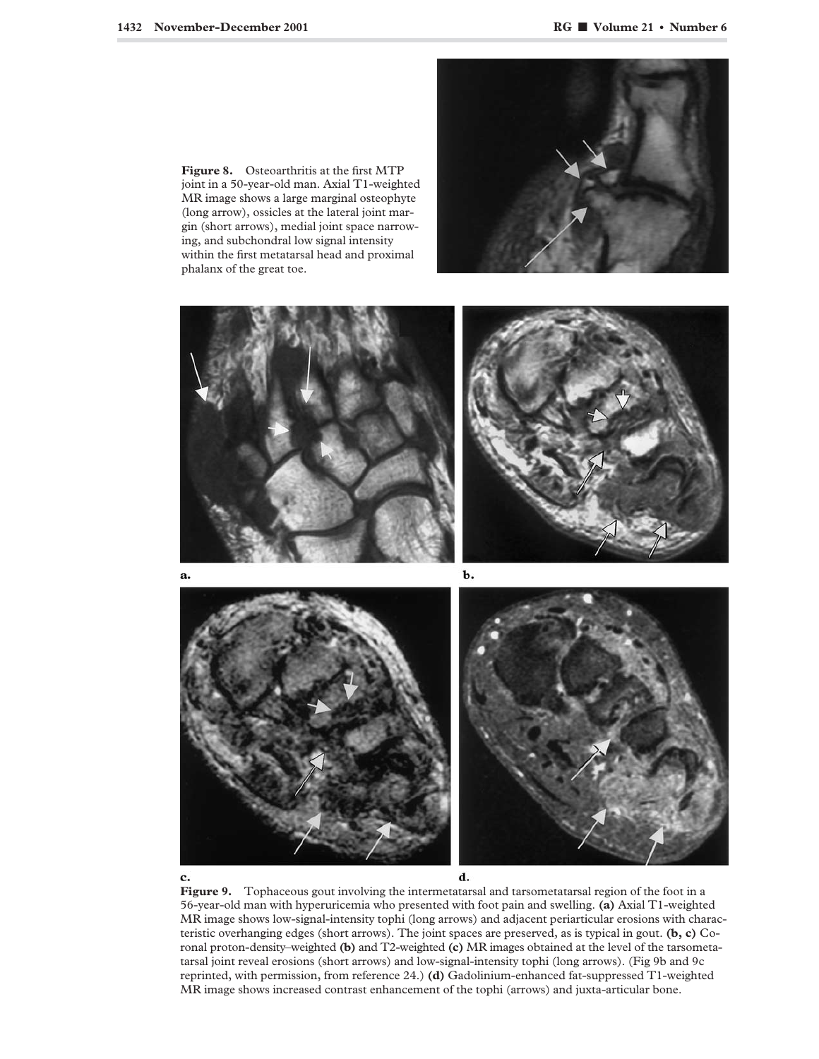**Figure 8.** Osteoarthritis at the first MTP joint in a 50-year-old man. Axial T1-weighted MR image shows a large marginal osteophyte (long arrow), ossicles at the lateral joint margin (short arrows), medial joint space narrowing, and subchondral low signal intensity within the first metatarsal head and proximal phalanx of the great toe.

**Figure 9.** Tophaceous gout involving the intermetatarsal and tarsometatarsal region of the foot in a 56-year-old man with hyperuricemia who presented with foot pain and swelling. **(a)** Axial T1-weighted MR image shows low-signal-intensity tophi (long arrows) and adjacent periarticular erosions with characteristic overhanging edges (short arrows). The joint spaces are preserved, as is typical in gout. **(b, c)** Coronal proton-density–weighted **(b)** and T2-weighted **(c)** MR images obtained at the level of the tarsometatarsal joint reveal erosions (short arrows) and low-signal-intensity tophi (long arrows). (Fig 9b and 9c reprinted, with permission, from reference 24.) **(d)** Gadolinium-enhanced fat-suppressed T1-weighted MR image shows increased contrast enhancement of the tophi (arrows) and juxta-articular bone.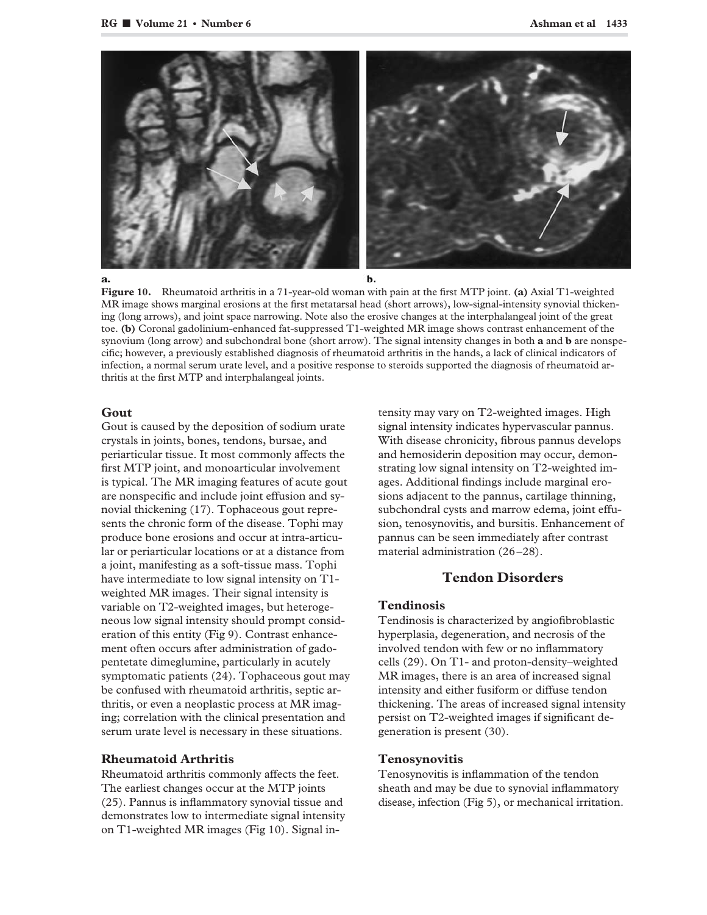a. b.

**Figure 10.** Rheumatoid arthritis in a 71-year-old woman with pain at the first MTP joint. **(a)** Axial T1-weighted MR image shows marginal erosions at the first metatarsal head (short arrows), low-signal-intensity synovial thickening (long arrows), and joint space narrowing. Note also the erosive changes at the interphalangeal joint of the great toe. **(b)** Coronal gadolinium-enhanced fat-suppressed T1-weighted MR image shows contrast enhancement of the synovium (long arrow) and subchondral bone (short arrow). The signal intensity changes in both **a** and **b** are nonspecific; however, a previously established diagnosis of rheumatoid arthritis in the hands, a lack of clinical indicators of infection, a normal serum urate level, and a positive response to steroids supported the diagnosis of rheumatoid arthritis at the first MTP and interphalangeal joints.

### Gout

Gout is caused by the deposition of sodium urate crystals in joints, bones, tendons, bursae, and periarticular tissue. It most commonly affects the first MTP joint, and monoarticular involvement is typical. The MR imaging features of acute gout are nonspecific and include joint effusion and synovial thickening (17). Tophaceous gout represents the chronic form of the disease. Tophi may produce bone erosions and occur at intra-articular or periarticular locations or at a distance from a joint, manifesting as a soft-tissue mass. Tophi have intermediate to low signal intensity on T1-weighted MR images. Their signal intensity is variable on T2-weighted images, but heterogeneous low signal intensity should prompt consideration of this entity (Fig 9). Contrast enhancement often occurs after administration of gadopentetate dimeglumine, particularly in acutely symptomatic patients (24). Tophaceous gout may be confused with rheumatoid arthritis, septic arthritis, or even a neoplastic process at MR imaging; correlation with the clinical presentation and serum urate level is necessary in these situations.

### Rheumatoid Arthritis

Rheumatoid arthritis commonly affects the feet. The earliest changes occur at the MTP joints (25). Pannus is inflammatory synovial tissue and demonstrates low to intermediate signal intensity on T1-weighted MR images (Fig 10). Signal intensity may vary on T2-weighted images. High signal intensity indicates hypervascular pannus. With disease chronicity, fibrous pannus develops and hemosiderin deposition may occur, demonstrating low signal intensity on T2-weighted images. Additional findings include marginal erosions adjacent to the pannus, cartilage thinning, subchondral cysts and marrow edema, joint effusion, tenosynovitis, and bursitis. Enhancement of pannus can be seen immediately after contrast material administration (26–28).

## Tendon Disorders

### Tendinosis

Tendinosis is characterized by angiofibroblastic hyperplasia, degeneration, and necrosis of the involved tendon with few or no inflammatory cells (29). On T1- and proton-density–weighted MR images, there is an area of increased signal intensity and either fusiform or diffuse tendon thickening. The areas of increased signal intensity persist on T2-weighted images if significant degeneration is present (30).

### Tenosynovitis

Tenosynovitis is inflammation of the tendon sheath and may be due to synovial inflammatory disease, infection (Fig 5), or mechanical irritation.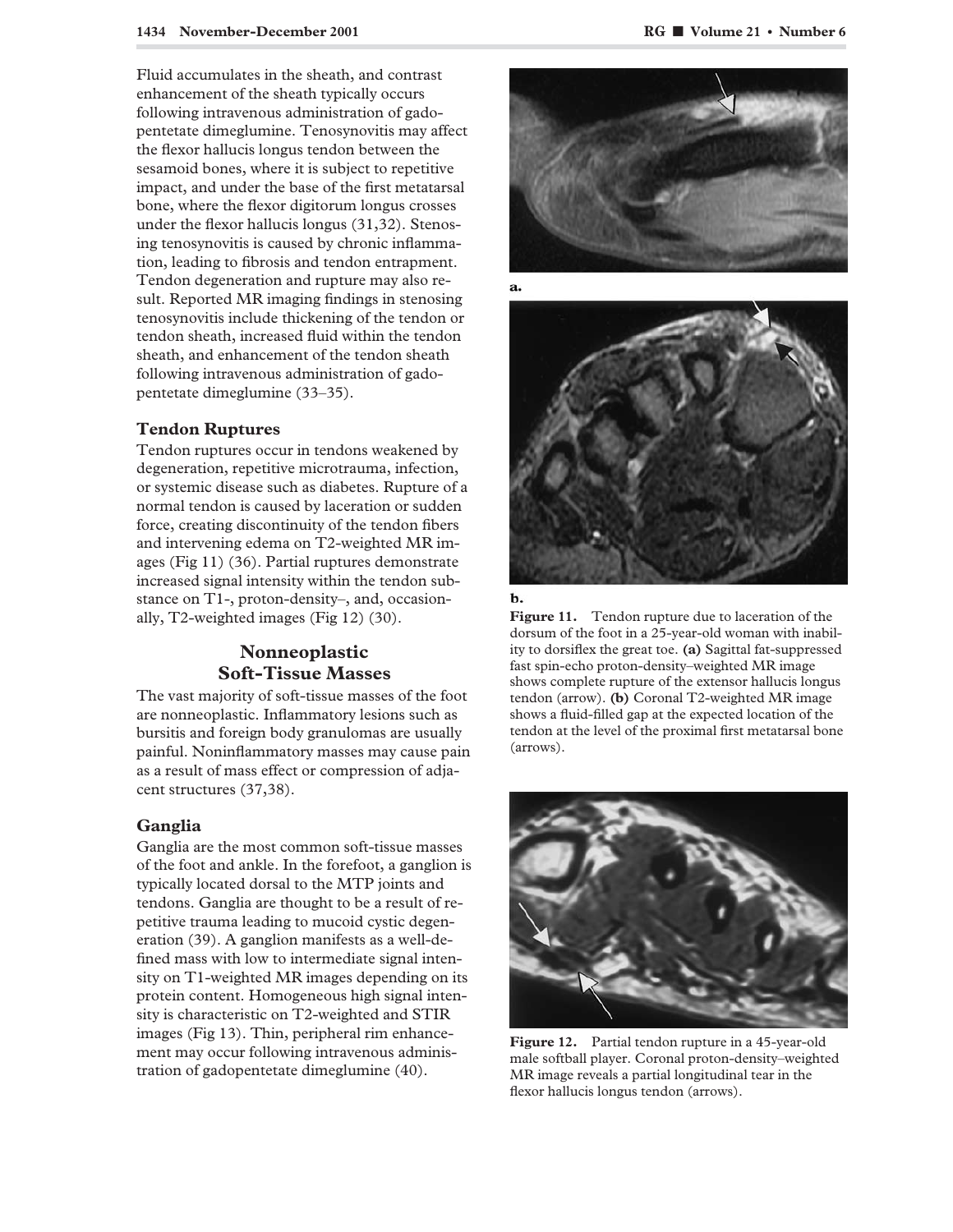Fluid accumulates in the sheath, and contrast enhancement of the sheath typically occurs following intravenous administration of gadopentetate dimeglumine. Tenosynovitis may affect the flexor hallucis longus tendon between the sesamoid bones, where it is subject to repetitive impact, and under the base of the first metatarsal bone, where the flexor digitorum longus crosses under the flexor hallucis longus (31,32). Stenosing tenosynovitis is caused by chronic inflammation, leading to fibrosis and tendon entrapment. Tendon degeneration and rupture may also result. Reported MR imaging findings in stenosing tenosynovitis include thickening of the tendon or tendon sheath, increased fluid within the tendon sheath, and enhancement of the tendon sheath following intravenous administration of gadopentetate dimeglumine (33–35).

### Tendon Ruptures

Tendon ruptures occur in tendons weakened by degeneration, repetitive microtrauma, infection, or systemic disease such as diabetes. Rupture of a normal tendon is caused by laceration or sudden force, creating discontinuity of the tendon fibers and intervening edema on T2-weighted MR images (Fig 11) (36). Partial ruptures demonstrate increased signal intensity within the tendon substance on T1-, proton-density–, and, occasionally, T2-weighted images (Fig 12) (30).

## Nonneoplastic Soft-Tissue Masses

The vast majority of soft-tissue masses of the foot are nonneoplastic. Inflammatory lesions such as bursitis and foreign body granulomas are usually painful. Noninflammatory masses may cause pain as a result of mass effect or compression of adjacent structures (37,38).

### Ganglia

Ganglia are the most common soft-tissue masses of the foot and ankle. In the forefoot, a ganglion is typically located dorsal to the MTP joints and tendons. Ganglia are thought to be a result of repetitive trauma leading to mucoid cystic degeneration (39). A ganglion manifests as a well-defined mass with low to intermediate signal intensity on T1-weighted MR images depending on its protein content. Homogeneous high signal intensity is characteristic on T2-weighted and STIR images (Fig 13). Thin, peripheral rim enhancement may occur following intravenous administration of gadopentetate dimeglumine (40).

**Figure 11.** Tendon rupture due to laceration of the dorsum of the foot in a 25-year-old woman with inability to dorsiflex the great toe. **(a)** Sagittal fat-suppressed fast spin-echo proton-density–weighted MR image shows complete rupture of the extensor hallucis longus tendon (arrow). **(b)** Coronal T2-weighted MR image shows a fluid-filled gap at the expected location of the tendon at the level of the proximal first metatarsal bone (arrows).

**Figure 12.** Partial tendon rupture in a 45-year-old male softball player. Coronal proton-density–weighted MR image reveals a partial longitudinal tear in the flexor hallucis longus tendon (arrows).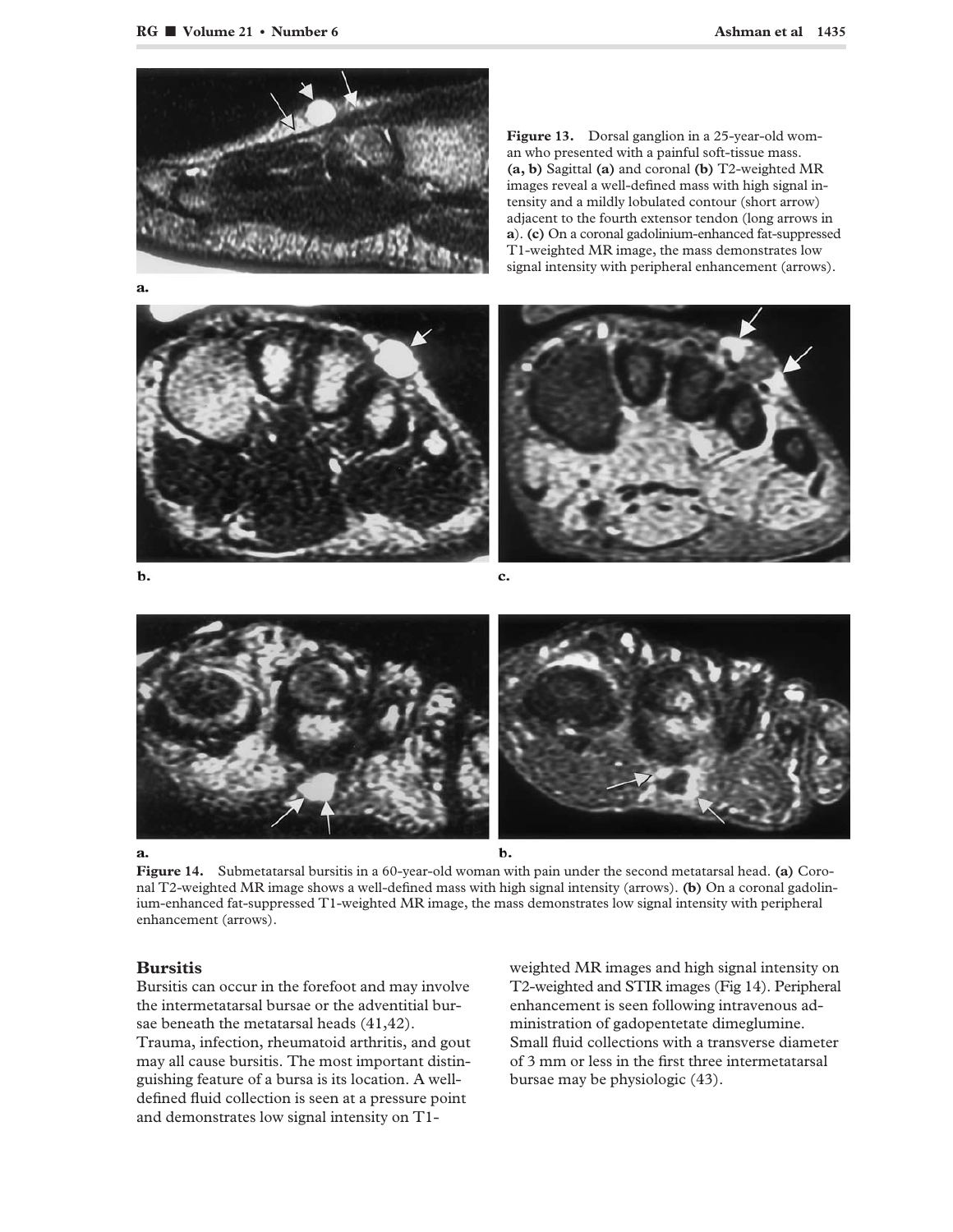**Figure 13.** Dorsal ganglion in a 25-year-old woman who presented with a painful soft-tissue mass. **(a, b)** Sagittal **(a)** and coronal **(b)** T2-weighted MR images reveal a well-defined mass with high signal intensity and a mildly lobulated contour (short arrow) adjacent to the fourth extensor tendon (long arrows in **a**). **(c)** On a coronal gadolinium-enhanced fat-suppressed T1-weighted MR image, the mass demonstrates low signal intensity with peripheral enhancement (arrows).

**Figure 14.** Submetatarsal bursitis in a 60-year-old woman with pain under the second metatarsal head. **(a)** Coronal T2-weighted MR image shows a well-defined mass with high signal intensity (arrows). **(b)** On a coronal gadolinium-enhanced fat-suppressed T1-weighted MR image, the mass demonstrates low signal intensity with peripheral enhancement (arrows).

## Bursitis

Bursitis can occur in the forefoot and may involve the intermetatarsal bursae or the adventitial bursae beneath the metatarsal heads (41,42). Trauma, infection, rheumatoid arthritis, and gout may all cause bursitis. The most important distinguishing feature of a bursa is its location. A well-defined fluid collection is seen at a pressure point and demonstrates low signal intensity on T1-weighted MR images and high signal intensity on T2-weighted and STIR images (Fig 14). Peripheral enhancement is seen following intravenous administration of gadopentetate dimeglumine. Small fluid collections with a transverse diameter of 3 mm or less in the first three intermetatarsal bursae may be physiologic (43).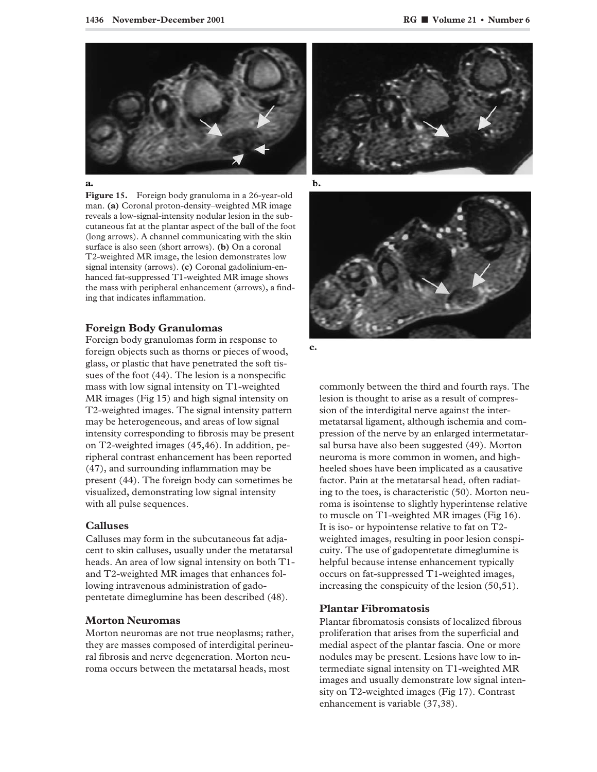**Figure 15.** Foreign body granuloma in a 26-year-old man. **(a)** Coronal proton-density–weighted MR image reveals a low-signal-intensity nodular lesion in the subcutaneous fat at the plantar aspect of the ball of the foot (long arrows). A channel communicating with the skin surface is also seen (short arrows). **(b)** On a coronal T2-weighted MR image, the lesion demonstrates low signal intensity (arrows). **(c)** Coronal gadolinium-enhanced fat-suppressed T1-weighted MR image shows the mass with peripheral enhancement (arrows), a finding that indicates inflammation.

### Foreign Body Granulomas

Foreign body granulomas form in response to foreign objects such as thorns or pieces of wood, glass, or plastic that have penetrated the soft tissues of the foot (44). The lesion is a nonspecific mass with low signal intensity on T1-weighted MR images (Fig 15) and high signal intensity on T2-weighted images. The signal intensity pattern may be heterogeneous, and areas of low signal intensity corresponding to fibrosis may be present on T2-weighted images (45,46). In addition, peripheral contrast enhancement has been reported (47), and surrounding inflammation may be present (44). The foreign body can sometimes be visualized, demonstrating low signal intensity with all pulse sequences.

### Calluses

Calluses may form in the subcutaneous fat adjacent to skin calluses, usually under the metatarsal heads. An area of low signal intensity on both T1- and T2-weighted MR images that enhances following intravenous administration of gadopentetate dimeglumine has been described (48).

### Morton Neuromas

Morton neuromas are not true neoplasms; rather, they are masses composed of interdigital perineural fibrosis and nerve degeneration. Morton neuroma occurs between the metatarsal heads, most commonly between the third and fourth rays. The lesion is thought to arise as a result of compression of the interdigital nerve against the intermetatarsal ligament, although ischemia and compression of the nerve by an enlarged intermetatarsal bursa have also been suggested (49). Morton neuroma is more common in women, and high-heeled shoes have been implicated as a causative factor. Pain at the metatarsal head, often radiating to the toes, is characteristic (50). Morton neuroma is isointense to slightly hyperintense relative to muscle on T1-weighted MR images (Fig 16). It is iso- or hypointense relative to fat on T2-weighted images, resulting in poor lesion conspicuity. The use of gadopentetate dimeglumine is helpful because intense enhancement typically occurs on fat-suppressed T1-weighted images, increasing the conspicuity of the lesion (50,51).

### Plantar Fibromatosis

Plantar fibromatosis consists of localized fibrous proliferation that arises from the superficial and medial aspect of the plantar fascia. One or more nodules may be present. Lesions have low to intermediate signal intensity on T1-weighted MR images and usually demonstrate low signal intensity on T2-weighted images (Fig 17). Contrast enhancement is variable (37,38).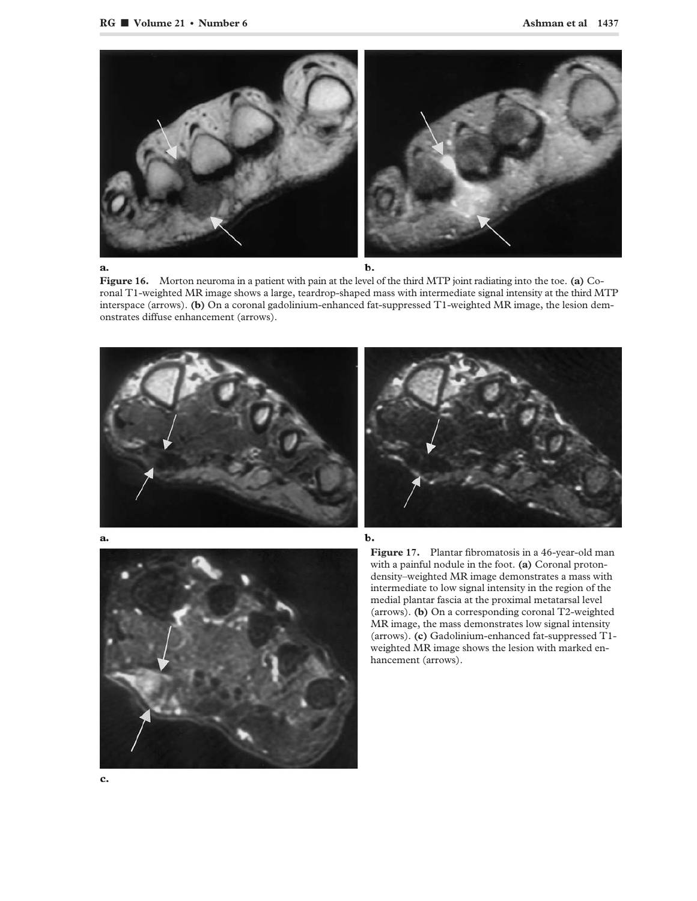a.

b.

**Figure 16.** Morton neuroma in a patient with pain at the level of the third MTP joint radiating into the toe. **(a)** Coronal T1-weighted MR image shows a large, teardrop-shaped mass with intermediate signal intensity at the third MTP interspace (arrows). **(b)** On a coronal gadolinium-enhanced fat-suppressed T1-weighted MR image, the lesion demonstrates diffuse enhancement (arrows).

a.

b.

c.

**Figure 17.** Plantar fibromatosis in a 46-year-old man with a painful nodule in the foot. **(a)** Coronal proton-density–weighted MR image demonstrates a mass with intermediate to low signal intensity in the region of the medial plantar fascia at the proximal metatarsal level (arrows). **(b)** On a corresponding coronal T2-weighted MR image, the mass demonstrates low signal intensity (arrows). **(c)** Gadolinium-enhanced fat-suppressed T1-weighted MR image shows the lesion with marked enhancement (arrows).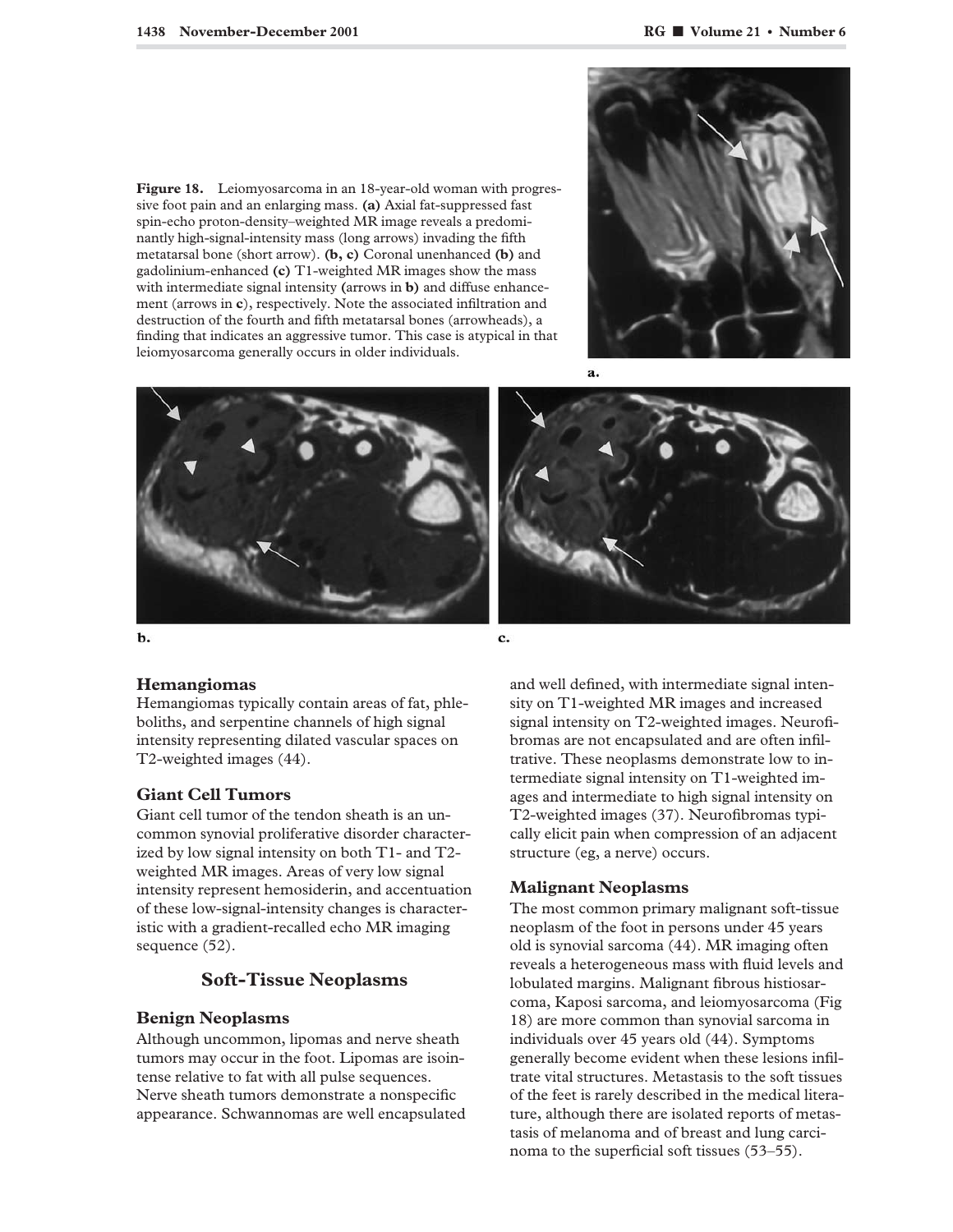**Figure 18.** Leiomyosarcoma in an 18-year-old woman with progressive foot pain and an enlarging mass. **(a)** Axial fat-suppressed fast spin-echo proton-density–weighted MR image reveals a predominantly high-signal-intensity mass (long arrows) invading the fifth metatarsal bone (short arrow). **(b, c)** Coronal unenhanced **(b)** and gadolinium-enhanced **(c)** T1-weighted MR images show the mass with intermediate signal intensity (arrows in **b**) and diffuse enhancement (arrows in **c**), respectively. Note the associated infiltration and destruction of the fourth and fifth metatarsal bones (arrowheads), a finding that indicates an aggressive tumor. This case is atypical in that leiomyosarcoma generally occurs in older individuals.

### Hemangiomas

Hemangiomas typically contain areas of fat, phleboliths, and serpentine channels of high signal intensity representing dilated vascular spaces on T2-weighted images (44).

### Giant Cell Tumors

Giant cell tumor of the tendon sheath is an uncommon synovial proliferative disorder characterized by low signal intensity on both T1- and T2-weighted MR images. Areas of very low signal intensity represent hemosiderin, and accentuation of these low-signal-intensity changes is characteristic with a gradient-recalled echo MR imaging sequence (52).

## Soft-Tissue Neoplasms

### Benign Neoplasms

Although uncommon, lipomas and nerve sheath tumors may occur in the foot. Lipomas are isointense relative to fat with all pulse sequences. Nerve sheath tumors demonstrate a nonspecific appearance. Schwannomas are well encapsulated and well defined, with intermediate signal intensity on T1-weighted MR images and increased signal intensity on T2-weighted images. Neurofibromas are not encapsulated and are often infiltrative. These neoplasms demonstrate low to intermediate signal intensity on T1-weighted images and intermediate to high signal intensity on T2-weighted images (37). Neurofibromas typically elicit pain when compression of an adjacent structure (eg, a nerve) occurs.

### Malignant Neoplasms

The most common primary malignant soft-tissue neoplasm of the foot in persons under 45 years old is synovial sarcoma (44). MR imaging often reveals a heterogeneous mass with fluid levels and lobulated margins. Malignant fibrous histiosarcoma, Kaposi sarcoma, and leiomyosarcoma (Fig 18) are more common than synovial sarcoma in individuals over 45 years old (44). Symptoms generally become evident when these lesions infiltrate vital structures. Metastasis to the soft tissues of the feet is rarely described in the medical literature, although there are isolated reports of metastasis of melanoma and of breast and lung carcinoma to the superficial soft tissues (53–55).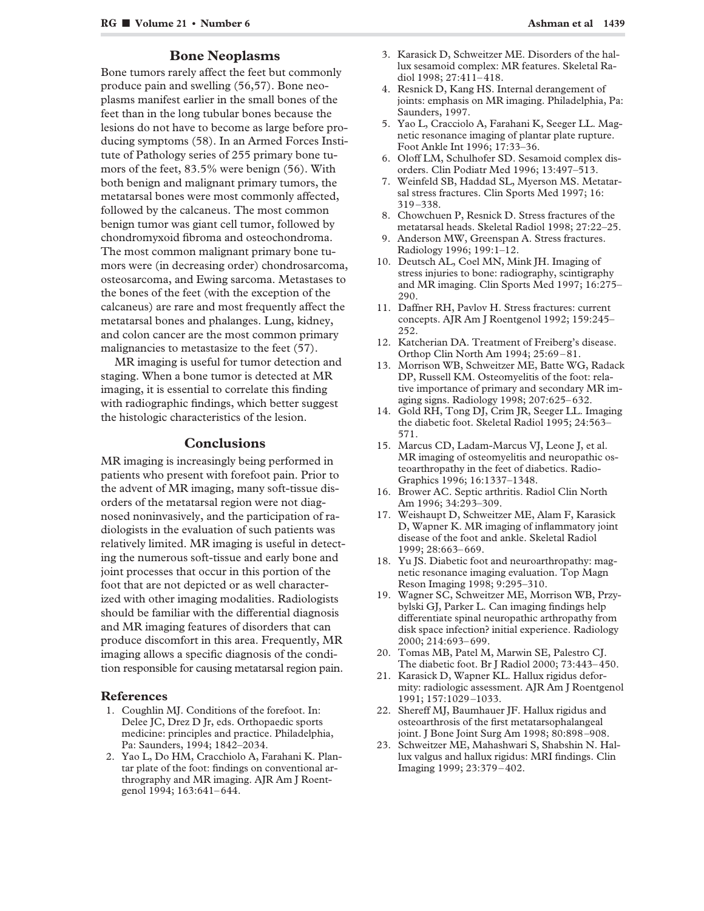## Bone Neoplasms

Bone tumors rarely affect the feet but commonly produce pain and swelling (56,57). Bone neoplasms manifest earlier in the small bones of the feet than in the long tubular bones because the lesions do not have to become as large before producing symptoms (58). In an Armed Forces Institute of Pathology series of 255 primary bone tumors of the feet, 83.5% were benign (56). With both benign and malignant primary tumors, the metatarsal bones were most commonly affected, followed by the calcaneus. The most common benign tumor was giant cell tumor, followed by chondromyxoid fibroma and osteochondroma. The most common malignant primary bone tumors were (in decreasing order) chondrosarcoma, osteosarcoma, and Ewing sarcoma. Metastases to the bones of the feet (with the exception of the calcaneus) are rare and most frequently affect the metatarsal bones and phalanges. Lung, kidney, and colon cancer are the most common primary malignancies to metastasize to the feet (57).

MR imaging is useful for tumor detection and staging. When a bone tumor is detected at MR imaging, it is essential to correlate this finding with radiographic findings, which better suggest the histologic characteristics of the lesion.

## Conclusions

MR imaging is increasingly being performed in patients who present with forefoot pain. Prior to the advent of MR imaging, many soft-tissue disorders of the metatarsal region were not diagnosed noninvasively, and the participation of radiologists in the evaluation of such patients was relatively limited. MR imaging is useful in detecting the numerous soft-tissue and early bone and joint processes that occur in this portion of the foot that are not depicted or as well characterized with other imaging modalities. Radiologists should be familiar with the differential diagnosis and MR imaging features of disorders that can produce discomfort in this area. Frequently, MR imaging allows a specific diagnosis of the condition responsible for causing metatarsal region pain.

### References

1. Coughlin MJ. Conditions of the forefoot. In: Delee JC, Drez D Jr, eds. Orthopaedic sports medicine: principles and practice. Philadelphia, Pa: Saunders, 1994; 1842–2034.
2. Yao L, Do HM, Cracchiolo A, Farahani K. Plantar plate of the foot: findings on conventional arthrography and MR imaging. AJR Am J Roentgenol 1994; 163:641–644.
3. Karasick D, Schweitzer ME. Disorders of the hallux sesamoid complex: MR features. Skeletal Radiol 1998; 27:411–418.
4. Resnick D, Kang HS. Internal derangement of joints: emphasis on MR imaging. Philadelphia, Pa: Saunders, 1997.
5. Yao L, Cracciolo A, Farahani K, Seeger LL. Magnetic resonance imaging of plantar plate rupture. Foot Ankle Int 1996; 17:33–36.
6. Oloff LM, Schulhofer SD. Sesamoid complex disorders. Clin Podiatr Med 1996; 13:497–513.
7. Weinfeld SB, Haddad SL, Myerson MS. Metatarsal stress fractures. Clin Sports Med 1997; 16: 319–338.
8. Chowchuen P, Resnick D. Stress fractures of the metatarsal heads. Skeletal Radiol 1998; 27:22–25.
9. Anderson MW, Greenspan A. Stress fractures. Radiology 1996; 199:1–12.
10. Deutsch AL, Coel MN, Mink JH. Imaging of stress injuries to bone: radiography, scintigraphy and MR imaging. Clin Sports Med 1997; 16:275–290.
11. Daffner RH, Pavlov H. Stress fractures: current concepts. AJR Am J Roentgenol 1992; 159:245–252.
12. Katcherian DA. Treatment of Freiberg's disease. Orthop Clin North Am 1994; 25:69–81.
13. Morrison WB, Schweitzer ME, Batte WG, Radack DP, Russell KM. Osteomyelitis of the foot: relative importance of primary and secondary MR imaging signs. Radiology 1998; 207:625–632.
14. Gold RH, Tong DJ, Crim JR, Seeger LL. Imaging the diabetic foot. Skeletal Radiol 1995; 24:563–571.
15. Marcus CD, Ladam-Marcus VJ, Leone J, et al. MR imaging of osteomyelitis and neuropathic osteoarthropathy in the feet of diabetics. RadioGraphics 1996; 16:1337–1348.
16. Brower AC. Septic arthritis. Radiol Clin North Am 1996; 34:293–309.
17. Weishaupt D, Schweitzer ME, Alam F, Karasick D, Wapner K. MR imaging of inflammatory joint disease of the foot and ankle. Skeletal Radiol 1999; 28:663–669.
18. Yu JS. Diabetic foot and neuroarthropathy: magnetic resonance imaging evaluation. Top Magn Reson Imaging 1998; 9:295–310.
19. Wagner SC, Schweitzer ME, Morrison WB, Przybylski GJ, Parker L. Can imaging findings help differentiate spinal neuropathic arthropathy from disk space infection? initial experience. Radiology 2000; 214:693–699.
20. Tomas MB, Patel M, Marwin SE, Palestro CJ. The diabetic foot. Br J Radiol 2000; 73:443–450.
21. Karasick D, Wapner KL. Hallux rigidus deformity: radiologic assessment. AJR Am J Roentgenol 1991; 157:1029–1033.
22. Shereff MJ, Baumhauer JF. Hallux rigidus and osteoarthrosis of the first metatarsophalangeal joint. J Bone Joint Surg Am 1998; 80:898–908.
23. Schweitzer ME, Mahashwari S, Shabshin N. Hallux valgus and hallux rigidus: MRI findings. Clin Imaging 1999; 23:379–402.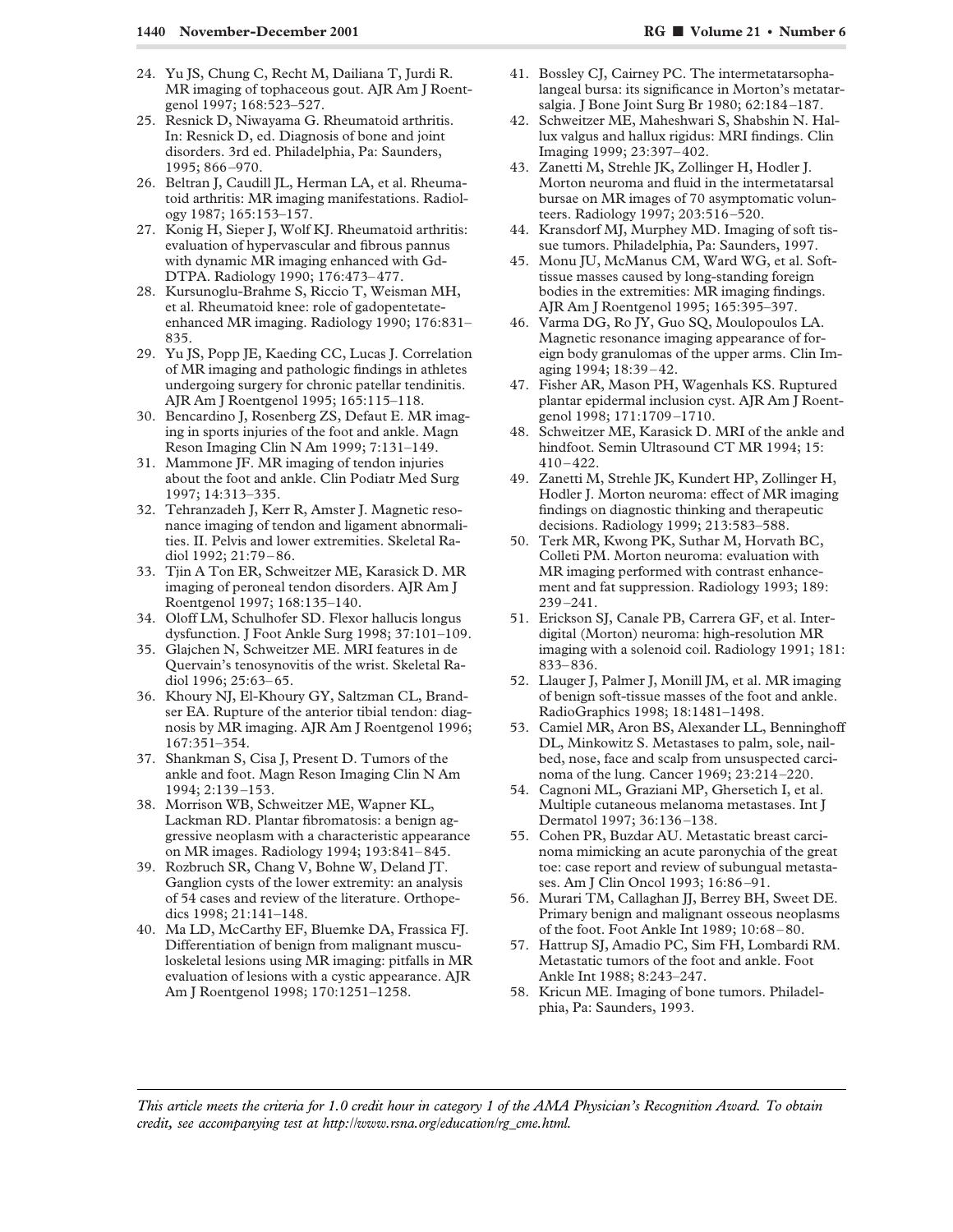24. Yu JS, Chung C, Recht M, Dailiana T, Jurdi R. MR imaging of tophaceous gout. AJR Am J Roentgenol 1997; 168:523–527.
25. Resnick D, Niwayama G. Rheumatoid arthritis. In: Resnick D, ed. Diagnosis of bone and joint disorders. 3rd ed. Philadelphia, Pa: Saunders, 1995; 866–970.
26. Beltran J, Caudill JL, Herman LA, et al. Rheumatoid arthritis: MR imaging manifestations. Radiology 1987; 165:153–157.
27. Konig H, Sieper J, Wolf KJ. Rheumatoid arthritis: evaluation of hypervascular and fibrous pannus with dynamic MR imaging enhanced with Gd-DTPA. Radiology 1990; 176:473–477.
28. Kursunoglu-Brahme S, Riccio T, Weisman MH, et al. Rheumatoid knee: role of gadopentetate-enhanced MR imaging. Radiology 1990; 176:831–835.
29. Yu JS, Popp JE, Kaeding CC, Lucas J. Correlation of MR imaging and pathologic findings in athletes undergoing surgery for chronic patellar tendinitis. AJR Am J Roentgenol 1995; 165:115–118.
30. Bencardino J, Rosenberg ZS, Defaut E. MR imaging in sports injuries of the foot and ankle. Magn Reson Imaging Clin N Am 1999; 7:131–149.
31. Mammone JF. MR imaging of tendon injuries about the foot and ankle. Clin Podiatr Med Surg 1997; 14:313–335.
32. Tehranzadeh J, Kerr R, Amster J. Magnetic resonance imaging of tendon and ligament abnormalities. II. Pelvis and lower extremities. Skeletal Radiol 1992; 21:79–86.
33. Tjin A Ton ER, Schweitzer ME, Karasick D. MR imaging of peroneal tendon disorders. AJR Am J Roentgenol 1997; 168:135–140.
34. Oloff LM, Schulhofer SD. Flexor hallucis longus dysfunction. J Foot Ankle Surg 1998; 37:101–109.
35. Glajchen N, Schweitzer ME. MRI features in de Quervain's tenosynovitis of the wrist. Skeletal Radiol 1996; 25:63–65.
36. Khoury NJ, El-Khoury GY, Saltzman CL, Brandser EA. Rupture of the anterior tibial tendon: diagnosis by MR imaging. AJR Am J Roentgenol 1996; 167:351–354.
37. Shankman S, Cisa J, Present D. Tumors of the ankle and foot. Magn Reson Imaging Clin N Am 1994; 2:139–153.
38. Morrison WB, Schweitzer ME, Wapner KL, Lackman RD. Plantar fibromatosis: a benign aggressive neoplasm with a characteristic appearance on MR images. Radiology 1994; 193:841–845.
39. Rozbruch SR, Chang V, Bohne W, Deland JT. Ganglion cysts of the lower extremity: an analysis of 54 cases and review of the literature. Orthopedics 1998; 21:141–148.
40. Ma LD, McCarthy EF, Bluemke DA, Frassica FJ. Differentiation of benign from malignant musculoskeletal lesions using MR imaging: pitfalls in MR evaluation of lesions with a cystic appearance. AJR Am J Roentgenol 1998; 170:1251–1258.
41. Bossley CJ, Cairney PC. The intermetatarsophalangeal bursa: its significance in Morton's metatarsalgia. J Bone Joint Surg Br 1980; 62:184–187.
42. Schweitzer ME, Maheshwari S, Shabshin N. Hallux valgus and hallux rigidus: MRI findings. Clin Imaging 1999; 23:397–402.
43. Zanetti M, Strehle JK, Zollinger H, Hodler J. Morton neuroma and fluid in the intermetatarsal bursae on MR images of 70 asymptomatic volunteers. Radiology 1997; 203:516–520.
44. Kransdorf MJ, Murphey MD. Imaging of soft tissue tumors. Philadelphia, Pa: Saunders, 1997.
45. Monu JU, McManus CM, Ward WG, et al. Soft-tissue masses caused by long-standing foreign bodies in the extremities: MR imaging findings. AJR Am J Roentgenol 1995; 165:395–397.
46. Varma DG, Ro JY, Guo SQ, Moulopoulos LA. Magnetic resonance imaging appearance of foreign body granulomas of the upper arms. Clin Imaging 1994; 18:39–42.
47. Fisher AR, Mason PH, Wagenhals KS. Ruptured plantar epidermal inclusion cyst. AJR Am J Roentgenol 1998; 171:1709–1710.
48. Schweitzer ME, Karasick D. MRI of the ankle and hindfoot. Semin Ultrasound CT MR 1994; 15:410–422.
49. Zanetti M, Strehle JK, Kundert HP, Zollinger H, Hodler J. Morton neuroma: effect of MR imaging findings on diagnostic thinking and therapeutic decisions. Radiology 1999; 213:583–588.
50. Terk MR, Kwong PK, Suthar M, Horvath BC, Colleti PM. Morton neuroma: evaluation with MR imaging performed with contrast enhancement and fat suppression. Radiology 1993; 189:239–241.
51. Erickson SJ, Canale PB, Carrera GF, et al. Interdigital (Morton) neuroma: high-resolution MR imaging with a solenoid coil. Radiology 1991; 181:833–836.
52. Llauger J, Palmer J, Monill JM, et al. MR imaging of benign soft-tissue masses of the foot and ankle. RadioGraphics 1998; 18:1481–1498.
53. Camiel MR, Aron BS, Alexander LL, Benninghoff DL, Minkowitz S. Metastases to palm, sole, nailbed, nose, face and scalp from unsuspected carcinoma of the lung. Cancer 1969; 23:214–220.
54. Cagnoni ML, Graziani MP, Ghersetich I, et al. Multiple cutaneous melanoma metastases. Int J Dermatol 1997; 36:136–138.
55. Cohen PR, Buzdar AU. Metastatic breast carcinoma mimicking an acute paronychia of the great toe: case report and review of subungual metastases. Am J Clin Oncol 1993; 16:86–91.
56. Murari TM, Callaghan JJ, Berrey BH, Sweet DE. Primary benign and malignant osseous neoplasms of the foot. Foot Ankle Int 1989; 10:68–80.
57. Hattrup SJ, Amadio PC, Sim FH, Lombardi RM. Metastatic tumors of the foot and ankle. Foot Ankle Int 1988; 8:243–247.
58. Kricun ME. Imaging of bone tumors. Philadelphia, Pa: Saunders, 1993.

---

*This article meets the criteria for 1.0 credit hour in category 1 of the AMA Physician's Recognition Award. To obtain credit, see accompanying test at http://www.rsna.org/education/rg_cme.html.*